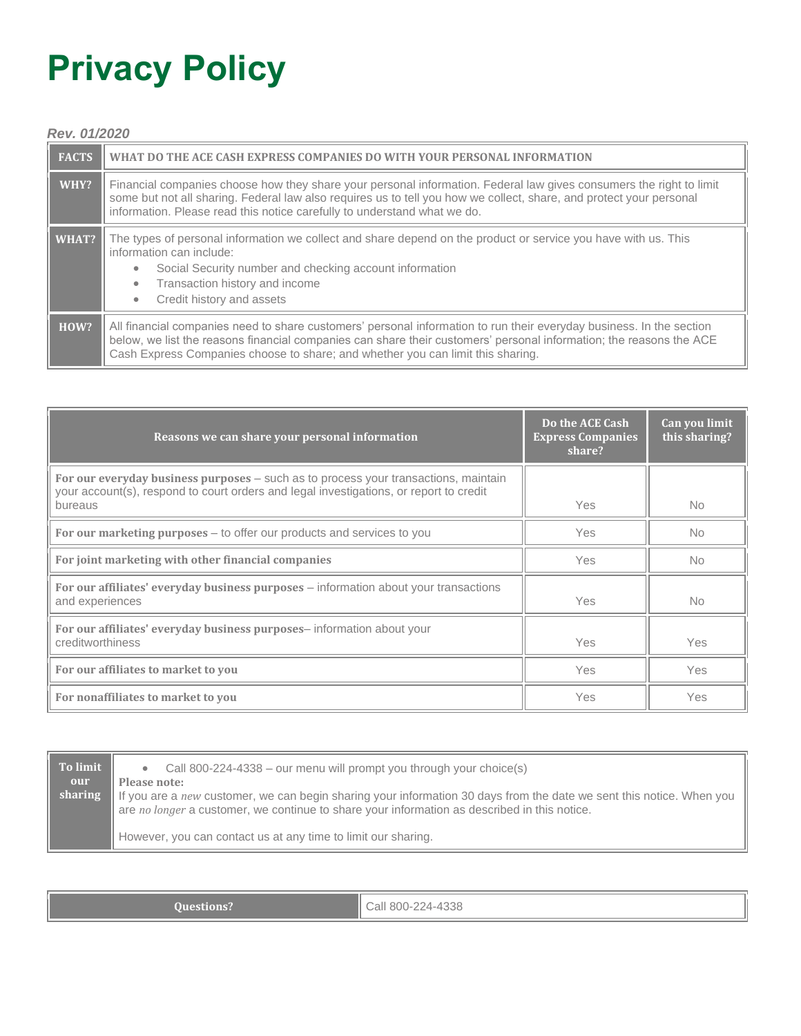# Privacy Policy

*Rev. 01/2020*

| FACTS | WHAT DO THE ACE CASH EXPRESS COMPANIES DO WITH YOUR PERSONAL INFORMATION |
|---|---|
| **WHY?** | Financial companies choose how they share your personal information. Federal law gives consumers the right to limit some but not all sharing. Federal law also requires us to tell you how we collect, share, and protect your personal information. Please read this notice carefully to understand what we do. |
| **WHAT?** | The types of personal information we collect and share depend on the product or service you have with us. This information can include:<br>• Social Security number and checking account information<br>• Transaction history and income<br>• Credit history and assets |
| **HOW?** | All financial companies need to share customers' personal information to run their everyday business. In the section below, we list the reasons financial companies can share their customers' personal information; the reasons the ACE Cash Express Companies choose to share; and whether you can limit this sharing. |

| Reasons we can share your personal information | Do the ACE Cash Express Companies share? | Can you limit this sharing? |
|---|---|---|
| **For our everyday business purposes** – such as to process your transactions, maintain your account(s), respond to court orders and legal investigations, or report to credit bureaus | Yes | No |
| **For our marketing purposes** – to offer our products and services to you | Yes | No |
| **For joint marketing with other financial companies** | Yes | No |
| **For our affiliates' everyday business purposes** – information about your transactions and experiences | Yes | No |
| **For our affiliates' everyday business purposes**– information about your creditworthiness | Yes | Yes |
| **For our affiliates to market to you** | Yes | Yes |
| **For nonaffiliates to market to you** | Yes | Yes |

| To limit our sharing | • Call 800-224-4338 – our menu will prompt you through your choice(s)<br>**Please note:**<br>If you are a *new* customer, we can begin sharing your information 30 days from the date we sent this notice. When you are *no longer* a customer, we continue to share your information as described in this notice.<br><br>However, you can contact us at any time to limit our sharing. |
|---|---|

| Questions? | Call 800-224-4338 |
|---|---|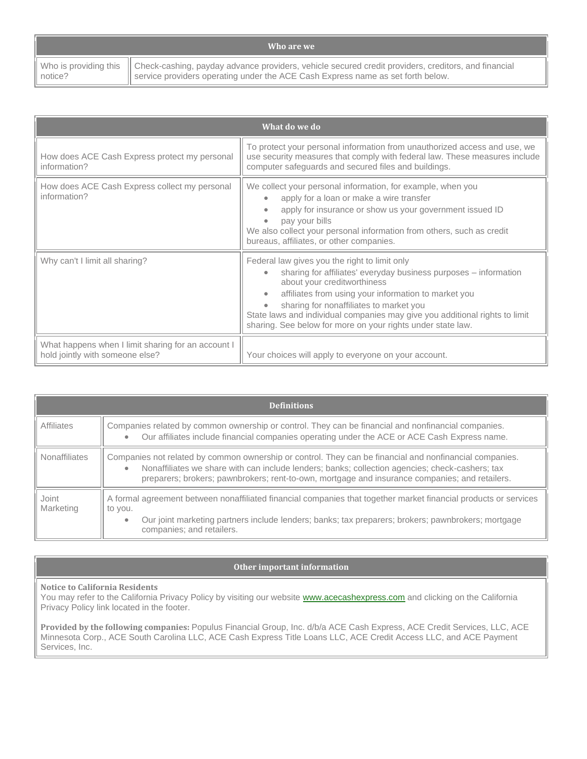| Who are we | |
|---|---|
| Who is providing this notice? | Check-cashing, payday advance providers, vehicle secured credit providers, creditors, and financial service providers operating under the ACE Cash Express name as set forth below. |

| What do we do | |
|---|---|
| How does ACE Cash Express protect my personal information? | To protect your personal information from unauthorized access and use, we use security measures that comply with federal law. These measures include computer safeguards and secured files and buildings. |
| How does ACE Cash Express collect my personal information? | We collect your personal information, for example, when you<br>• apply for a loan or make a wire transfer<br>• apply for insurance or show us your government issued ID<br>• pay your bills<br>We also collect your personal information from others, such as credit bureaus, affiliates, or other companies. |
| Why can't I limit all sharing? | Federal law gives you the right to limit only<br>• sharing for affiliates' everyday business purposes – information about your creditworthiness<br>• affiliates from using your information to market you<br>• sharing for nonaffiliates to market you<br>State laws and individual companies may give you additional rights to limit sharing. See below for more on your rights under state law. |
| What happens when I limit sharing for an account I hold jointly with someone else? | Your choices will apply to everyone on your account. |

| Definitions | |
|---|---|
| Affiliates | Companies related by common ownership or control. They can be financial and nonfinancial companies.<br>• Our affiliates include financial companies operating under the ACE or ACE Cash Express name. |
| Nonaffiliates | Companies not related by common ownership or control. They can be financial and nonfinancial companies.<br>• Nonaffiliates we share with can include lenders; banks; collection agencies; check-cashers; tax preparers; brokers; pawnbrokers; rent-to-own, mortgage and insurance companies; and retailers. |
| Joint Marketing | A formal agreement between nonaffiliated financial companies that together market financial products or services to you.<br>• Our joint marketing partners include lenders; banks; tax preparers; brokers; pawnbrokers; mortgage companies; and retailers. |

## Other important information

**Notice to California Residents**
You may refer to the California Privacy Policy by visiting our website www.acecashexpress.com and clicking on the California Privacy Policy link located in the footer.

**Provided by the following companies:** Populus Financial Group, Inc. d/b/a ACE Cash Express, ACE Credit Services, LLC, ACE Minnesota Corp., ACE South Carolina LLC, ACE Cash Express Title Loans LLC, ACE Credit Access LLC, and ACE Payment Services, Inc.